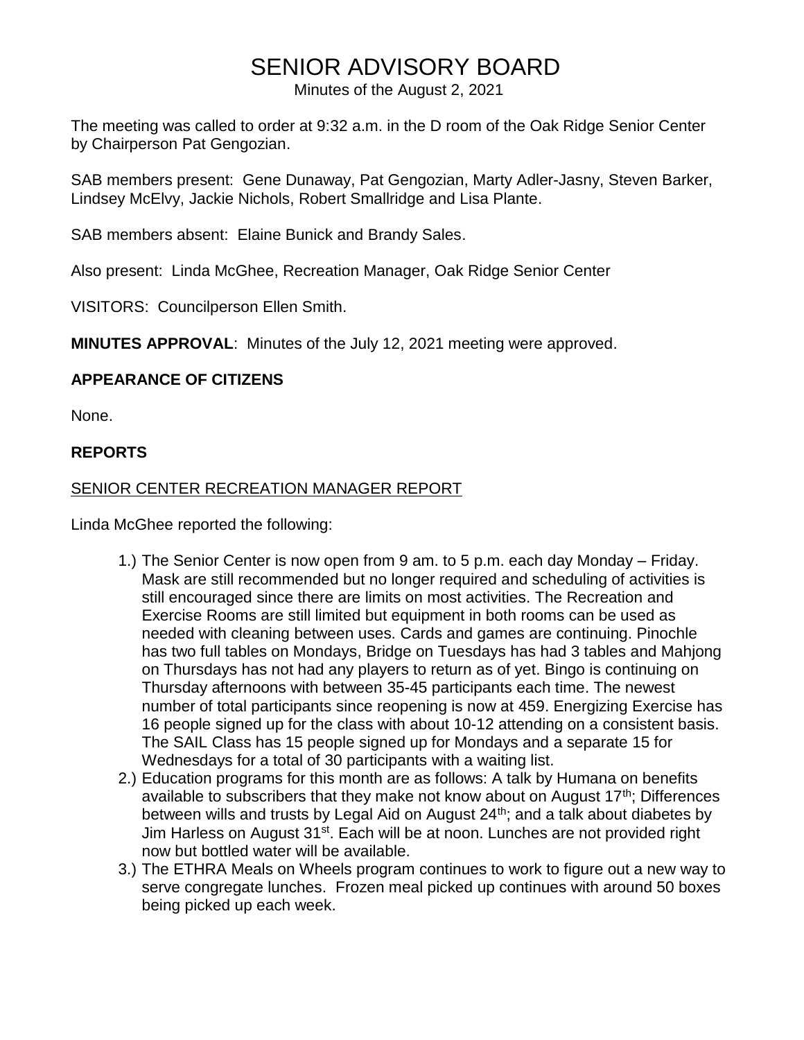# SENIOR ADVISORY BOARD

Minutes of the August 2, 2021

The meeting was called to order at 9:32 a.m. in the D room of the Oak Ridge Senior Center by Chairperson Pat Gengozian.

SAB members present: Gene Dunaway, Pat Gengozian, Marty Adler-Jasny, Steven Barker, Lindsey McElvy, Jackie Nichols, Robert Smallridge and Lisa Plante.

SAB members absent: Elaine Bunick and Brandy Sales.

Also present: Linda McGhee, Recreation Manager, Oak Ridge Senior Center

VISITORS: Councilperson Ellen Smith.

**MINUTES APPROVAL**: Minutes of the July 12, 2021 meeting were approved.

## APPEARANCE OF CITIZENS

None.

## REPORTS

### SENIOR CENTER RECREATION MANAGER REPORT

Linda McGhee reported the following:

1.) The Senior Center is now open from 9 am. to 5 p.m. each day Monday – Friday. Mask are still recommended but no longer required and scheduling of activities is still encouraged since there are limits on most activities. The Recreation and Exercise Rooms are still limited but equipment in both rooms can be used as needed with cleaning between uses. Cards and games are continuing. Pinochle has two full tables on Mondays, Bridge on Tuesdays has had 3 tables and Mahjong on Thursdays has not had any players to return as of yet. Bingo is continuing on Thursday afternoons with between 35-45 participants each time. The newest number of total participants since reopening is now at 459. Energizing Exercise has 16 people signed up for the class with about 10-12 attending on a consistent basis. The SAIL Class has 15 people signed up for Mondays and a separate 15 for Wednesdays for a total of 30 participants with a waiting list.

2.) Education programs for this month are as follows: A talk by Humana on benefits available to subscribers that they make not know about on August 17th; Differences between wills and trusts by Legal Aid on August 24th; and a talk about diabetes by Jim Harless on August 31st. Each will be at noon. Lunches are not provided right now but bottled water will be available.

3.) The ETHRA Meals on Wheels program continues to work to figure out a new way to serve congregate lunches. Frozen meal picked up continues with around 50 boxes being picked up each week.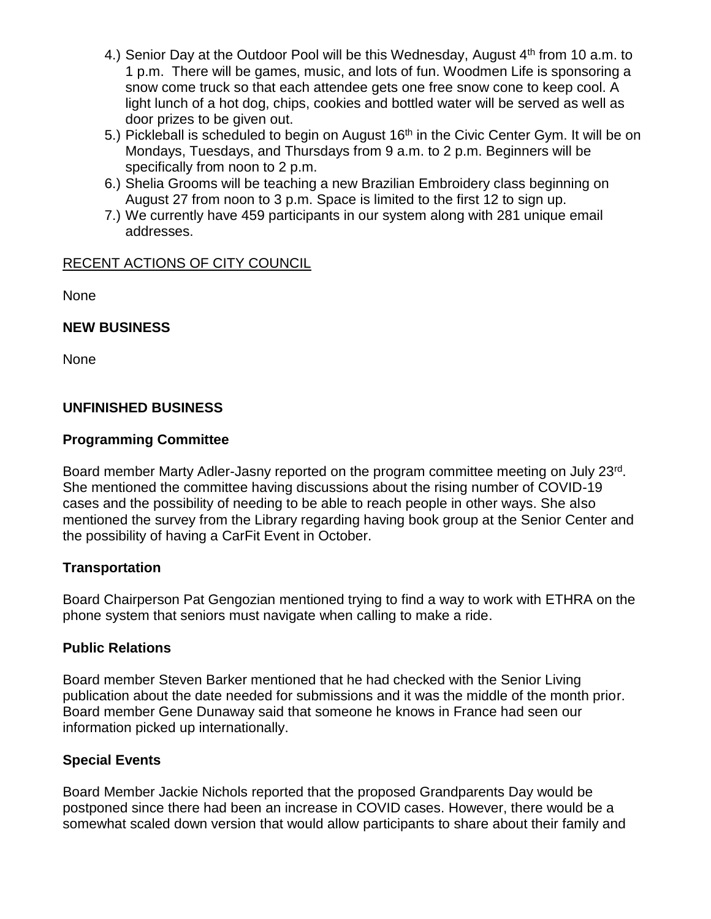4.) Senior Day at the Outdoor Pool will be this Wednesday, August 4th from 10 a.m. to 1 p.m. There will be games, music, and lots of fun. Woodmen Life is sponsoring a snow come truck so that each attendee gets one free snow cone to keep cool. A light lunch of a hot dog, chips, cookies and bottled water will be served as well as door prizes to be given out.

5.) Pickleball is scheduled to begin on August 16th in the Civic Center Gym. It will be on Mondays, Tuesdays, and Thursdays from 9 a.m. to 2 p.m. Beginners will be specifically from noon to 2 p.m.

6.) Shelia Grooms will be teaching a new Brazilian Embroidery class beginning on August 27 from noon to 3 p.m. Space is limited to the first 12 to sign up.

7.) We currently have 459 participants in our system along with 281 unique email addresses.

<u>RECENT ACTIONS OF CITY COUNCIL</u>

None

**NEW BUSINESS**

None

**UNFINISHED BUSINESS**

**Programming Committee**

Board member Marty Adler-Jasny reported on the program committee meeting on July 23rd. She mentioned the committee having discussions about the rising number of COVID-19 cases and the possibility of needing to be able to reach people in other ways. She also mentioned the survey from the Library regarding having book group at the Senior Center and the possibility of having a CarFit Event in October.

**Transportation**

Board Chairperson Pat Gengozian mentioned trying to find a way to work with ETHRA on the phone system that seniors must navigate when calling to make a ride.

**Public Relations**

Board member Steven Barker mentioned that he had checked with the Senior Living publication about the date needed for submissions and it was the middle of the month prior. Board member Gene Dunaway said that someone he knows in France had seen our information picked up internationally.

**Special Events**

Board Member Jackie Nichols reported that the proposed Grandparents Day would be postponed since there had been an increase in COVID cases. However, there would be a somewhat scaled down version that would allow participants to share about their family and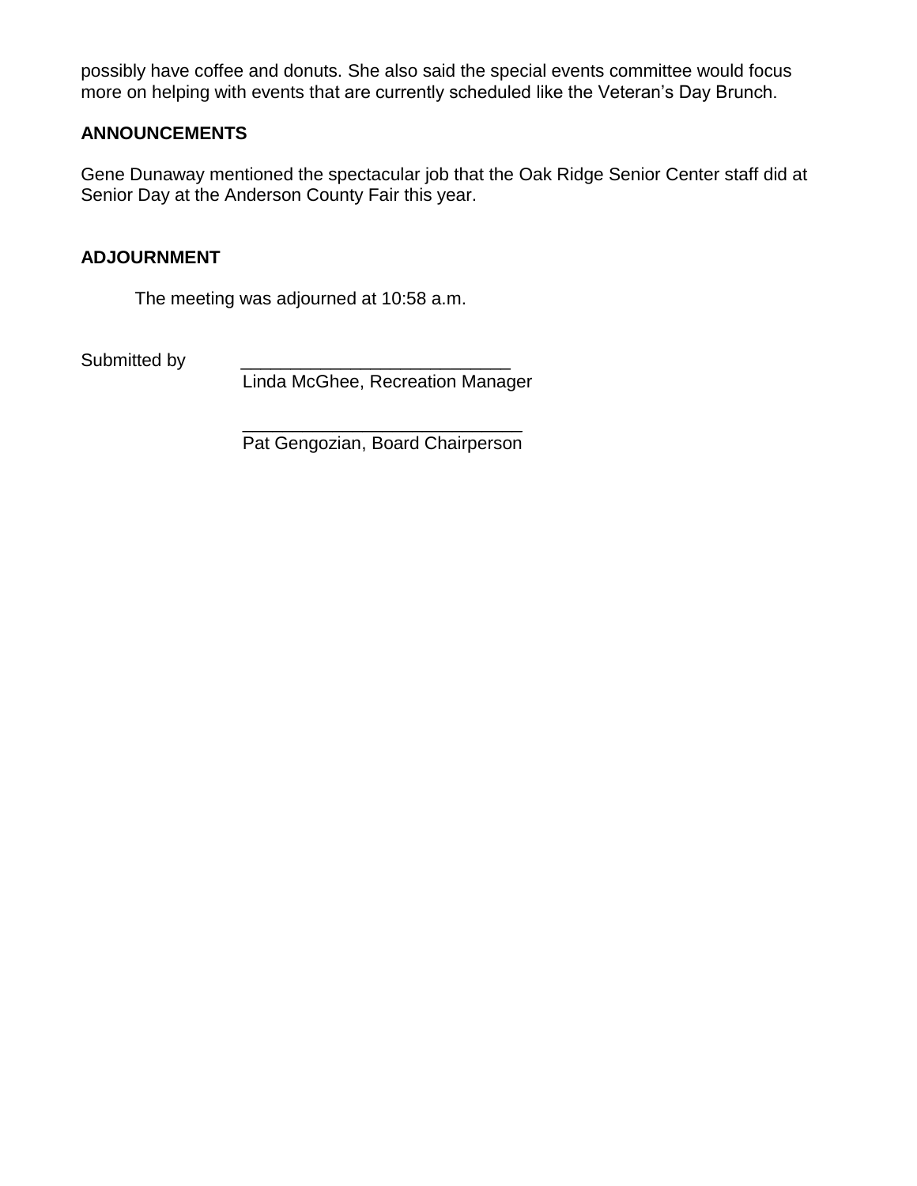possibly have coffee and donuts. She also said the special events committee would focus more on helping with events that are currently scheduled like the Veteran's Day Brunch.

**ANNOUNCEMENTS**

Gene Dunaway mentioned the spectacular job that the Oak Ridge Senior Center staff did at Senior Day at the Anderson County Fair this year.

**ADJOURNMENT**

The meeting was adjourned at 10:58 a.m.

Submitted by ____________________________
Linda McGhee, Recreation Manager

____________________________
Pat Gengozian, Board Chairperson